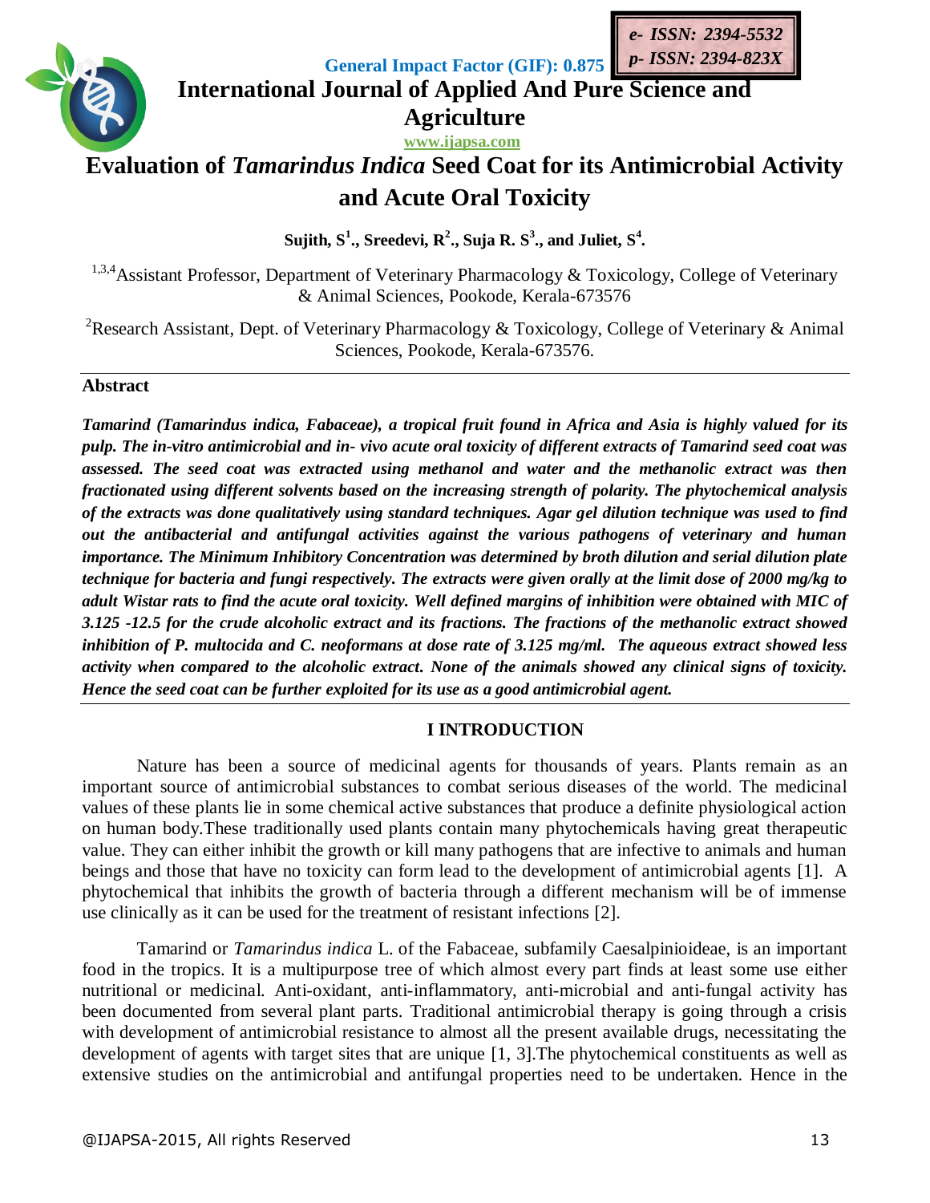e- ISSN: 2394-5532
p- ISSN: 2394-823X

General Impact Factor (GIF): 0.875

**International Journal of Applied And Pure Science and Agriculture**

www.ijapsa.com

# Evaluation of *Tamarindus Indica* Seed Coat for its Antimicrobial Activity and Acute Oral Toxicity

**Sujith, S[1]., Sreedevi, R[2]., Suja R. S[3]., and Juliet, S[4].**

[1,3,4]Assistant Professor, Department of Veterinary Pharmacology & Toxicology, College of Veterinary & Animal Sciences, Pookode, Kerala-673576

[2]Research Assistant, Dept. of Veterinary Pharmacology & Toxicology, College of Veterinary & Animal Sciences, Pookode, Kerala-673576.

**Abstract**

***Tamarind (Tamarindus indica, Fabaceae), a tropical fruit found in Africa and Asia is highly valued for its pulp. The in-vitro antimicrobial and in- vivo acute oral toxicity of different extracts of Tamarind seed coat was assessed. The seed coat was extracted using methanol and water and the methanolic extract was then fractionated using different solvents based on the increasing strength of polarity. The phytochemical analysis of the extracts was done qualitatively using standard techniques. Agar gel dilution technique was used to find out the antibacterial and antifungal activities against the various pathogens of veterinary and human importance. The Minimum Inhibitory Concentration was determined by broth dilution and serial dilution plate technique for bacteria and fungi respectively. The extracts were given orally at the limit dose of 2000 mg/kg to adult Wistar rats to find the acute oral toxicity. Well defined margins of inhibition were obtained with MIC of 3.125 -12.5 for the crude alcoholic extract and its fractions. The fractions of the methanolic extract showed inhibition of P. multocida and C. neoformans at dose rate of 3.125 mg/ml. The aqueous extract showed less activity when compared to the alcoholic extract. None of the animals showed any clinical signs of toxicity. Hence the seed coat can be further exploited for its use as a good antimicrobial agent.***

## I INTRODUCTION

Nature has been a source of medicinal agents for thousands of years. Plants remain as an important source of antimicrobial substances to combat serious diseases of the world. The medicinal values of these plants lie in some chemical active substances that produce a definite physiological action on human body.These traditionally used plants contain many phytochemicals having great therapeutic value. They can either inhibit the growth or kill many pathogens that are infective to animals and human beings and those that have no toxicity can form lead to the development of antimicrobial agents [1]. A phytochemical that inhibits the growth of bacteria through a different mechanism will be of immense use clinically as it can be used for the treatment of resistant infections [2].

Tamarind or *Tamarindus indica* L. of the Fabaceae, subfamily Caesalpinioideae, is an important food in the tropics. It is a multipurpose tree of which almost every part finds at least some use either nutritional or medicinal. Anti-oxidant, anti-inflammatory, anti-microbial and anti-fungal activity has been documented from several plant parts. Traditional antimicrobial therapy is going through a crisis with development of antimicrobial resistance to almost all the present available drugs, necessitating the development of agents with target sites that are unique [1, 3].The phytochemical constituents as well as extensive studies on the antimicrobial and antifungal properties need to be undertaken. Hence in the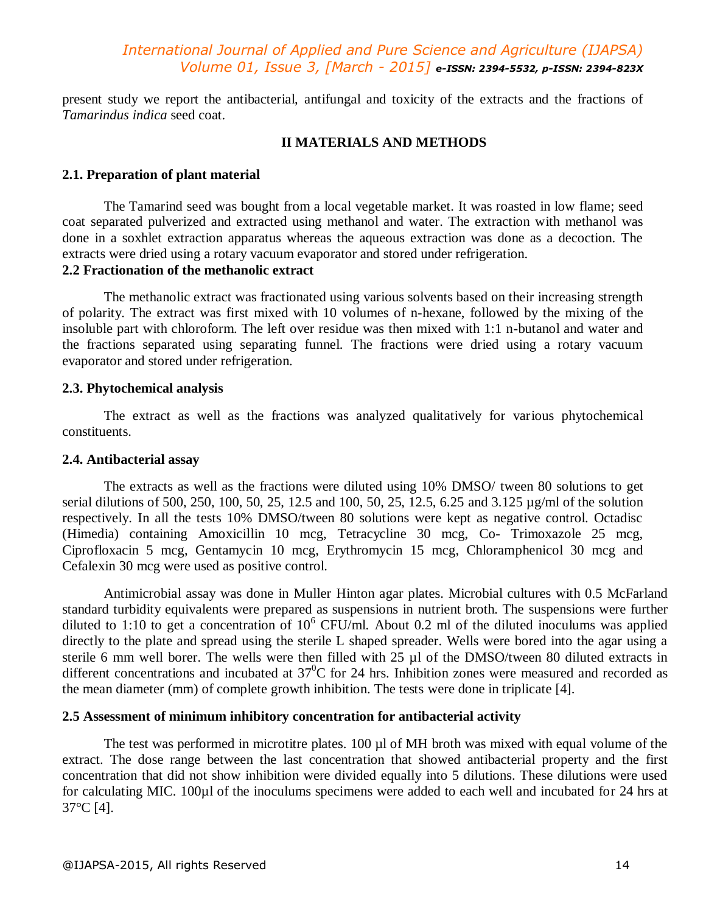present study we report the antibacterial, antifungal and toxicity of the extracts and the fractions of *Tamarindus indica* seed coat.

## II MATERIALS AND METHODS

### 2.1. Preparation of plant material

The Tamarind seed was bought from a local vegetable market. It was roasted in low flame; seed coat separated pulverized and extracted using methanol and water. The extraction with methanol was done in a soxhlet extraction apparatus whereas the aqueous extraction was done as a decoction. The extracts were dried using a rotary vacuum evaporator and stored under refrigeration.

### 2.2 Fractionation of the methanolic extract

The methanolic extract was fractionated using various solvents based on their increasing strength of polarity. The extract was first mixed with 10 volumes of n-hexane, followed by the mixing of the insoluble part with chloroform. The left over residue was then mixed with 1:1 n-butanol and water and the fractions separated using separating funnel. The fractions were dried using a rotary vacuum evaporator and stored under refrigeration.

### 2.3. Phytochemical analysis

The extract as well as the fractions was analyzed qualitatively for various phytochemical constituents.

### 2.4. Antibacterial assay

The extracts as well as the fractions were diluted using 10% DMSO/ tween 80 solutions to get serial dilutions of 500, 250, 100, 50, 25, 12.5 and 100, 50, 25, 12.5, 6.25 and 3.125 µg/ml of the solution respectively. In all the tests 10% DMSO/tween 80 solutions were kept as negative control. Octadisc (Himedia) containing Amoxicillin 10 mcg, Tetracycline 30 mcg, Co- Trimoxazole 25 mcg, Ciprofloxacin 5 mcg, Gentamycin 10 mcg, Erythromycin 15 mcg, Chloramphenicol 30 mcg and Cefalexin 30 mcg were used as positive control.

Antimicrobial assay was done in Muller Hinton agar plates. Microbial cultures with 0.5 McFarland standard turbidity equivalents were prepared as suspensions in nutrient broth. The suspensions were further diluted to 1:10 to get a concentration of $10^6$ CFU/ml. About 0.2 ml of the diluted inoculums was applied directly to the plate and spread using the sterile L shaped spreader. Wells were bored into the agar using a sterile 6 mm well borer. The wells were then filled with 25 µl of the DMSO/tween 80 diluted extracts in different concentrations and incubated at $37^0$C for 24 hrs. Inhibition zones were measured and recorded as the mean diameter (mm) of complete growth inhibition. The tests were done in triplicate [4].

### 2.5 Assessment of minimum inhibitory concentration for antibacterial activity

The test was performed in microtitre plates. 100 µl of MH broth was mixed with equal volume of the extract. The dose range between the last concentration that showed antibacterial property and the first concentration that did not show inhibition were divided equally into 5 dilutions. These dilutions were used for calculating MIC. 100µl of the inoculums specimens were added to each well and incubated for 24 hrs at 37°C [4].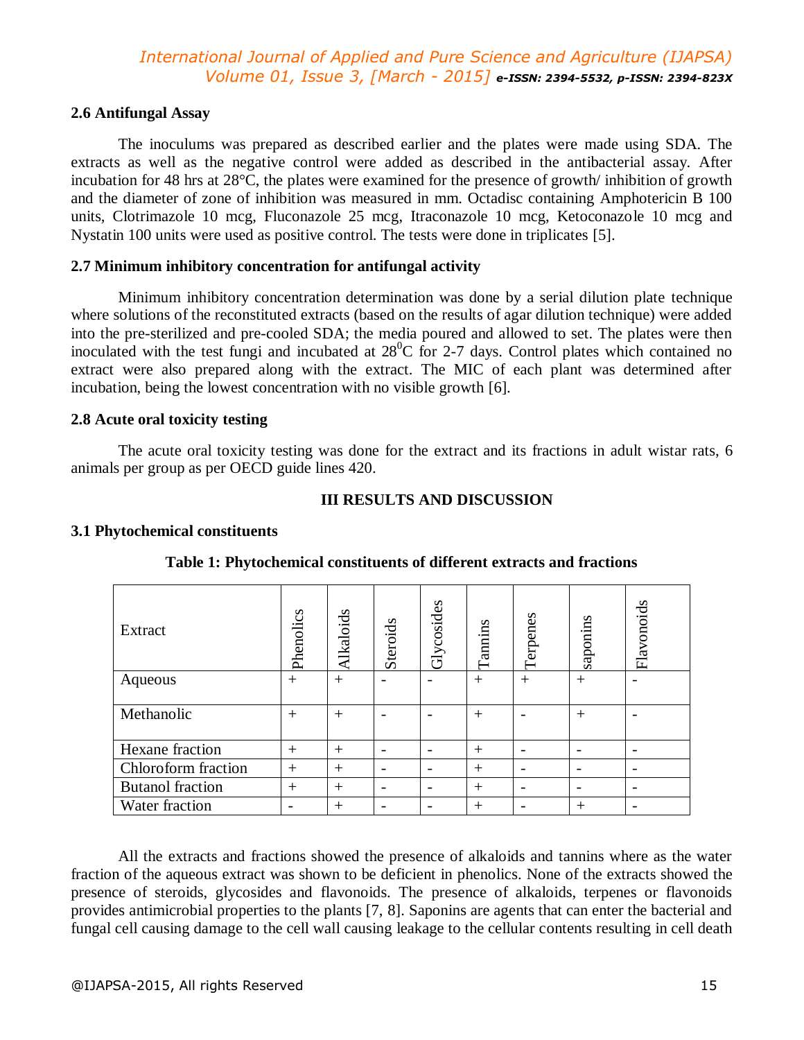### 2.6 Antifungal Assay

The inoculums was prepared as described earlier and the plates were made using SDA. The extracts as well as the negative control were added as described in the antibacterial assay. After incubation for 48 hrs at 28°C, the plates were examined for the presence of growth/ inhibition of growth and the diameter of zone of inhibition was measured in mm. Octadisc containing Amphotericin B 100 units, Clotrimazole 10 mcg, Fluconazole 25 mcg, Itraconazole 10 mcg, Ketoconazole 10 mcg and Nystatin 100 units were used as positive control. The tests were done in triplicates [5].

### 2.7 Minimum inhibitory concentration for antifungal activity

Minimum inhibitory concentration determination was done by a serial dilution plate technique where solutions of the reconstituted extracts (based on the results of agar dilution technique) were added into the pre-sterilized and pre-cooled SDA; the media poured and allowed to set. The plates were then inoculated with the test fungi and incubated at $28^0$C for 2-7 days. Control plates which contained no extract were also prepared along with the extract. The MIC of each plant was determined after incubation, being the lowest concentration with no visible growth [6].

### 2.8 Acute oral toxicity testing

The acute oral toxicity testing was done for the extract and its fractions in adult wistar rats, 6 animals per group as per OECD guide lines 420.

## III RESULTS AND DISCUSSION

### 3.1 Phytochemical constituents

**Table 1: Phytochemical constituents of different extracts and fractions**

| Extract | Phenolics | Alkaloids | Steroids | Glycosides | Tannins | Terpenes | saponins | Flavonoids |
|---|---|---|---|---|---|---|---|---|
| Aqueous | + | + | - | - | + | + | + | - |
| Methanolic | + | + | - | - | + | - | + | - |
| Hexane fraction | + | + | - | - | + | - | - | - |
| Chloroform fraction | + | + | - | - | + | - | - | - |
| Butanol fraction | + | + | - | - | + | - | - | - |
| Water fraction | - | + | - | - | + | - | + | - |

All the extracts and fractions showed the presence of alkaloids and tannins where as the water fraction of the aqueous extract was shown to be deficient in phenolics. None of the extracts showed the presence of steroids, glycosides and flavonoids. The presence of alkaloids, terpenes or flavonoids provides antimicrobial properties to the plants [7, 8]. Saponins are agents that can enter the bacterial and fungal cell causing damage to the cell wall causing leakage to the cellular contents resulting in cell death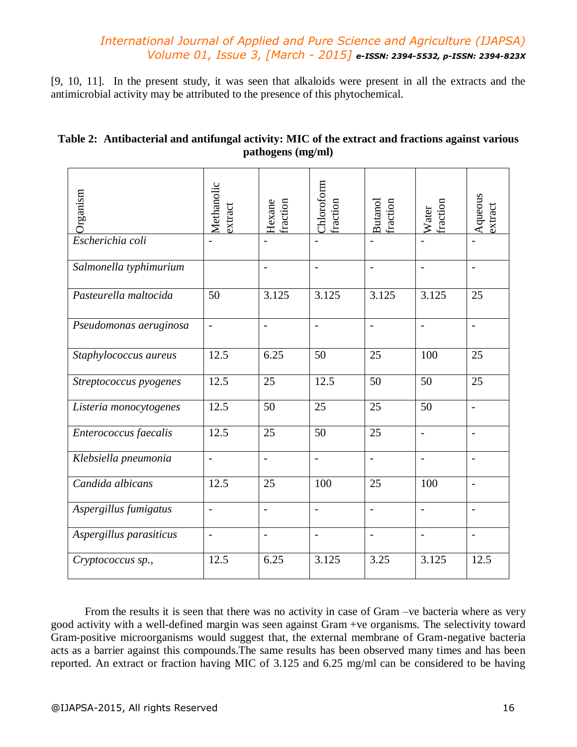[9, 10, 11]. In the present study, it was seen that alkaloids were present in all the extracts and the antimicrobial activity may be attributed to the presence of this phytochemical.

**Table 2: Antibacterial and antifungal activity: MIC of the extract and fractions against various pathogens (mg/ml)**

| Organism | Methanolic extract | Hexane fraction | Chloroform fraction | Butanol fraction | Water fraction | Aqueous extract |
|---|---|---|---|---|---|---|
| *Escherichia coli* | - | - | - | - | - | - |
| *Salmonella typhimurium* | | - | - | - | - | - |
| *Pasteurella maltocida* | 50 | 3.125 | 3.125 | 3.125 | 3.125 | 25 |
| *Pseudomonas aeruginosa* | - | - | - | - | - | - |
| *Staphylococcus aureus* | 12.5 | 6.25 | 50 | 25 | 100 | 25 |
| *Streptococcus pyogenes* | 12.5 | 25 | 12.5 | 50 | 50 | 25 |
| *Listeria monocytogenes* | 12.5 | 50 | 25 | 25 | 50 | - |
| *Enterococcus faecalis* | 12.5 | 25 | 50 | 25 | - | - |
| *Klebsiella pneumonia* | - | - | - | - | - | - |
| *Candida albicans* | 12.5 | 25 | 100 | 25 | 100 | - |
| *Aspergillus fumigatus* | - | - | - | - | - | - |
| *Aspergillus parasiticus* | - | - | - | - | - | - |
| *Cryptococcus sp.,* | 12.5 | 6.25 | 3.125 | 3.25 | 3.125 | 12.5 |

From the results it is seen that there was no activity in case of Gram –ve bacteria where as very good activity with a well-defined margin was seen against Gram +ve organisms. The selectivity toward Gram-positive microorganisms would suggest that, the external membrane of Gram-negative bacteria acts as a barrier against this compounds.The same results has been observed many times and has been reported. An extract or fraction having MIC of 3.125 and 6.25 mg/ml can be considered to be having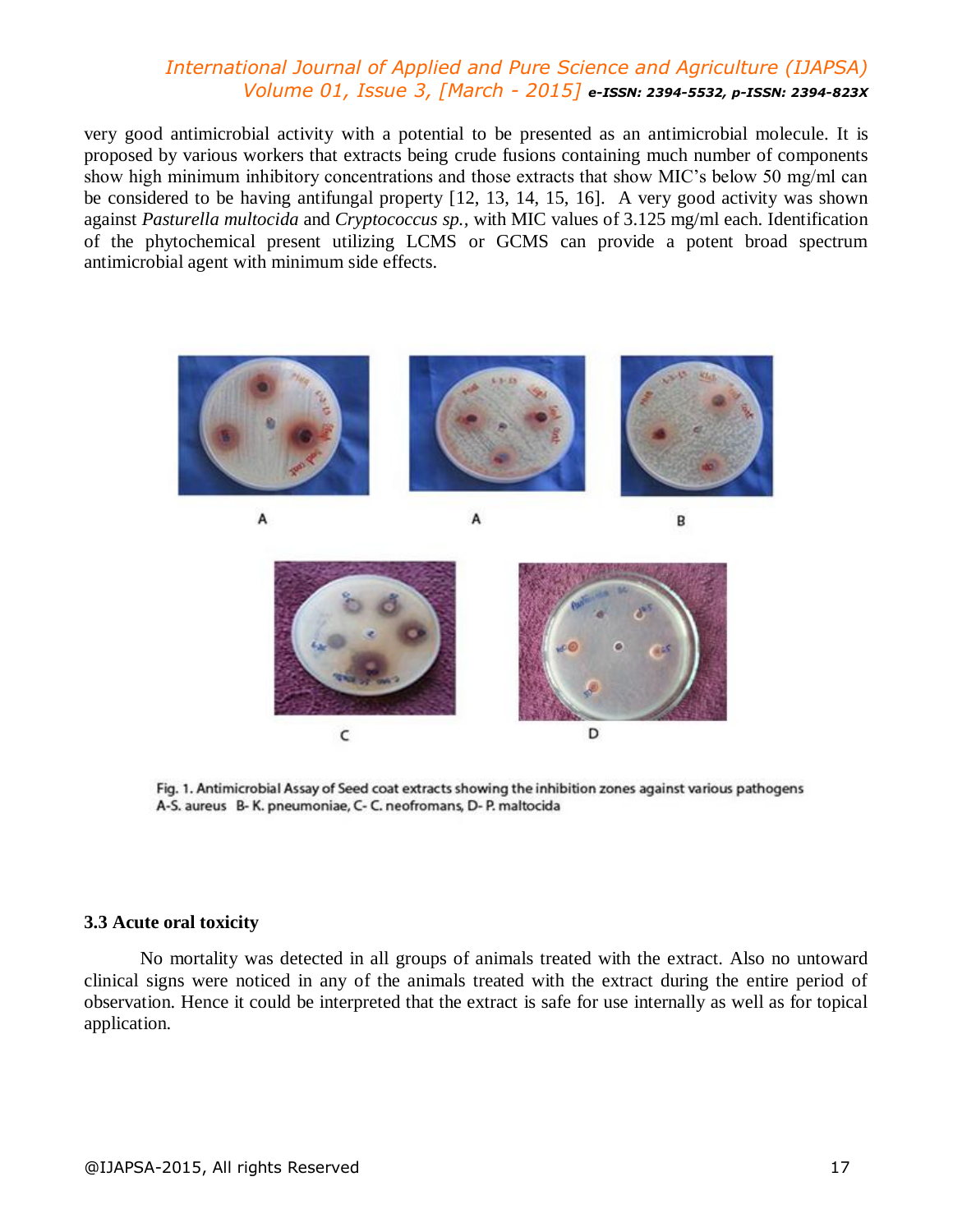very good antimicrobial activity with a potential to be presented as an antimicrobial molecule. It is proposed by various workers that extracts being crude fusions containing much number of components show high minimum inhibitory concentrations and those extracts that show MIC's below 50 mg/ml can be considered to be having antifungal property [12, 13, 14, 15, 16]. A very good activity was shown against *Pasturella multocida* and *Cryptococcus sp.*, with MIC values of 3.125 mg/ml each. Identification of the phytochemical present utilizing LCMS or GCMS can provide a potent broad spectrum antimicrobial agent with minimum side effects.

Fig. 1. Antimicrobial Assay of Seed coat extracts showing the inhibition zones against various pathogens
A-S. aureus B- K. pneumoniae, C- C. neofromans, D- P. maltocida

### 3.3 Acute oral toxicity

No mortality was detected in all groups of animals treated with the extract. Also no untoward clinical signs were noticed in any of the animals treated with the extract during the entire period of observation. Hence it could be interpreted that the extract is safe for use internally as well as for topical application.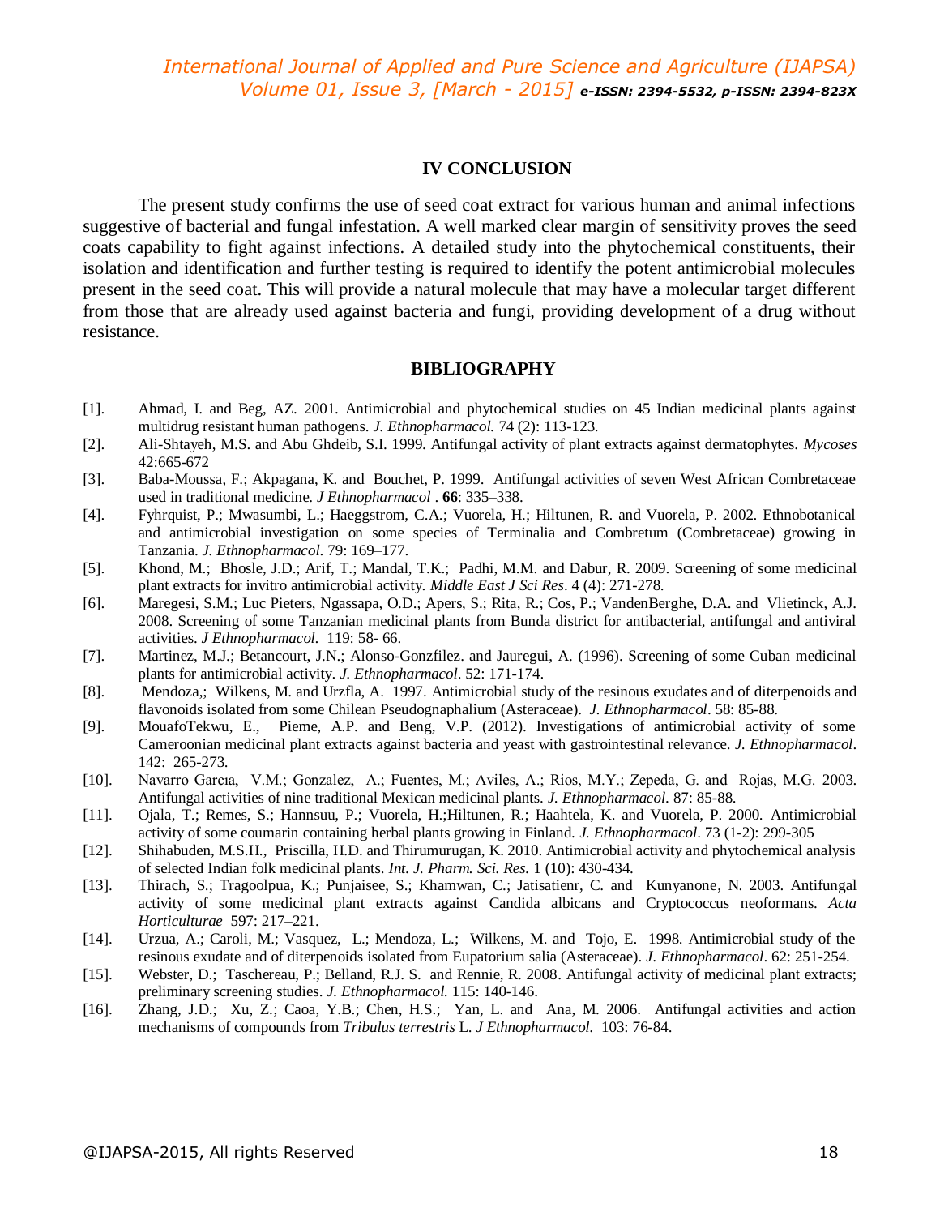## IV CONCLUSION

The present study confirms the use of seed coat extract for various human and animal infections suggestive of bacterial and fungal infestation. A well marked clear margin of sensitivity proves the seed coats capability to fight against infections. A detailed study into the phytochemical constituents, their isolation and identification and further testing is required to identify the potent antimicrobial molecules present in the seed coat. This will provide a natural molecule that may have a molecular target different from those that are already used against bacteria and fungi, providing development of a drug without resistance.

## BIBLIOGRAPHY

[1]. Ahmad, I. and Beg, AZ. 2001. Antimicrobial and phytochemical studies on 45 Indian medicinal plants against multidrug resistant human pathogens. *J. Ethnopharmacol.* 74 (2): 113-123.

[2]. Ali-Shtayeh, M.S. and Abu Ghdeib, S.I. 1999. Antifungal activity of plant extracts against dermatophytes. *Mycoses* 42:665-672

[3]. Baba-Moussa, F.; Akpagana, K. and Bouchet, P. 1999. Antifungal activities of seven West African Combretaceae used in traditional medicine. *J Ethnopharmacol* . **66**: 335–338.

[4]. Fyhrquist, P.; Mwasumbi, L.; Haeggstrom, C.A.; Vuorela, H.; Hiltunen, R. and Vuorela, P. 2002. Ethnobotanical and antimicrobial investigation on some species of Terminalia and Combretum (Combretaceae) growing in Tanzania. *J. Ethnopharmacol.* 79: 169–177.

[5]. Khond, M.; Bhosle, J.D.; Arif, T.; Mandal, T.K.; Padhi, M.M. and Dabur, R. 2009. Screening of some medicinal plant extracts for invitro antimicrobial activity. *Middle East J Sci Res*. 4 (4): 271-278.

[6]. Maregesi, S.M.; Luc Pieters, Ngassapa, O.D.; Apers, S.; Rita, R.; Cos, P.; VandenBerghe, D.A. and Vlietinck, A.J. 2008. Screening of some Tanzanian medicinal plants from Bunda district for antibacterial, antifungal and antiviral activities. *J Ethnopharmacol.* 119: 58- 66.

[7]. Martinez, M.J.; Betancourt, J.N.; Alonso-Gonzfilez. and Jauregui, A. (1996). Screening of some Cuban medicinal plants for antimicrobial activity. *J. Ethnopharmacol*. 52: 171-174.

[8]. Mendoza,; Wilkens, M. and Urzfla, A. 1997. Antimicrobial study of the resinous exudates and of diterpenoids and flavonoids isolated from some Chilean Pseudognaphalium (Asteraceae). *J. Ethnopharmacol*. 58: 85-88.

[9]. MouafoTekwu, E., Pieme, A.P. and Beng, V.P. (2012). Investigations of antimicrobial activity of some Cameroonian medicinal plant extracts against bacteria and yeast with gastrointestinal relevance. *J. Ethnopharmacol*. 142: 265-273.

[10]. Navarro Garcıa, V.M.; Gonzalez, A.; Fuentes, M.; Aviles, A.; Rios, M.Y.; Zepeda, G. and Rojas, M.G. 2003. Antifungal activities of nine traditional Mexican medicinal plants. *J. Ethnopharmacol.* 87: 85-88.

[11]. Ojala, T.; Remes, S.; Hannsuu, P.; Vuorela, H.;Hiltunen, R.; Haahtela, K. and Vuorela, P. 2000. Antimicrobial activity of some coumarin containing herbal plants growing in Finland. *J. Ethnopharmacol*. 73 (1-2): 299-305

[12]. Shihabuden, M.S.H., Priscilla, H.D. and Thirumurugan, K. 2010. Antimicrobial activity and phytochemical analysis of selected Indian folk medicinal plants. *Int. J. Pharm. Sci. Res.* 1 (10): 430-434.

[13]. Thirach, S.; Tragoolpua, K.; Punjaisee, S.; Khamwan, C.; Jatisatienr, C. and Kunyanone, N. 2003. Antifungal activity of some medicinal plant extracts against Candida albicans and Cryptococcus neoformans. *Acta Horticulturae* 597: 217–221.

[14]. Urzua, A.; Caroli, M.; Vasquez, L.; Mendoza, L.; Wilkens, M. and Tojo, E. 1998. Antimicrobial study of the resinous exudate and of diterpenoids isolated from Eupatorium salia (Asteraceae). *J. Ethnopharmacol*. 62: 251-254.

[15]. Webster, D.; Taschereau, P.; Belland, R.J. S. and Rennie, R. 2008. Antifungal activity of medicinal plant extracts; preliminary screening studies. *J. Ethnopharmacol.* 115: 140-146.

[16]. Zhang, J.D.; Xu, Z.; Caoa, Y.B.; Chen, H.S.; Yan, L. and Ana, M. 2006. Antifungal activities and action mechanisms of compounds from *Tribulus terrestris* L. *J Ethnopharmacol.* 103: 76-84.